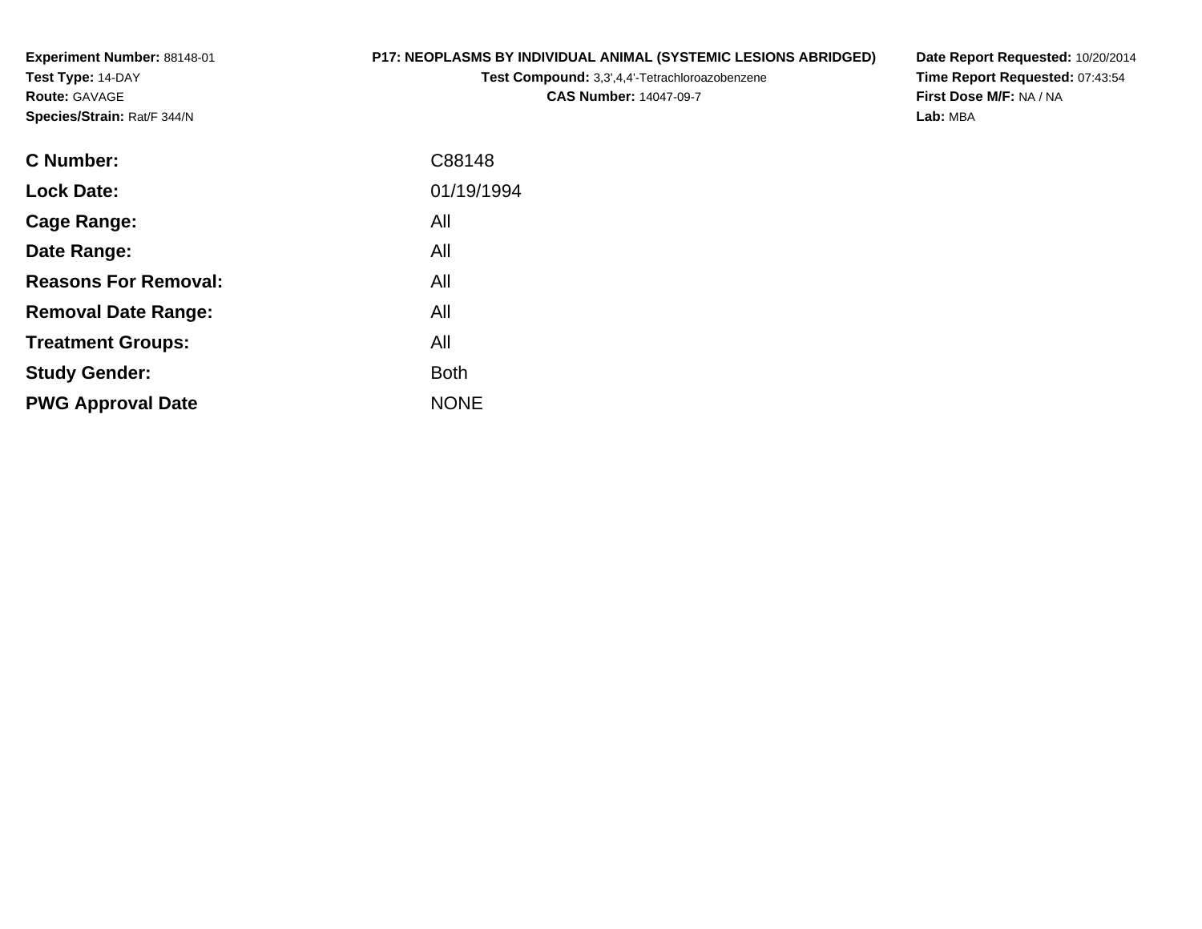**Experiment Number:** 88148-01
**Test Type:** 14-DAY
**Route:** GAVAGE
**Species/Strain:** Rat/F 344/N

**P17: NEOPLASMS BY INDIVIDUAL ANIMAL (SYSTEMIC LESIONS ABRIDGED)**
**Test Compound:** 3,3',4,4'-Tetrachloroazobenzene
**CAS Number:** 14047-09-7

**Date Report Requested:** 10/20/2014
**Time Report Requested:** 07:43:54
**First Dose M/F:** NA / NA
**Lab:** MBA

| | |
|---|---|
| **C Number:** | C88148 |
| **Lock Date:** | 01/19/1994 |
| **Cage Range:** | All |
| **Date Range:** | All |
| **Reasons For Removal:** | All |
| **Removal Date Range:** | All |
| **Treatment Groups:** | All |
| **Study Gender:** | Both |
| **PWG Approval Date** | NONE |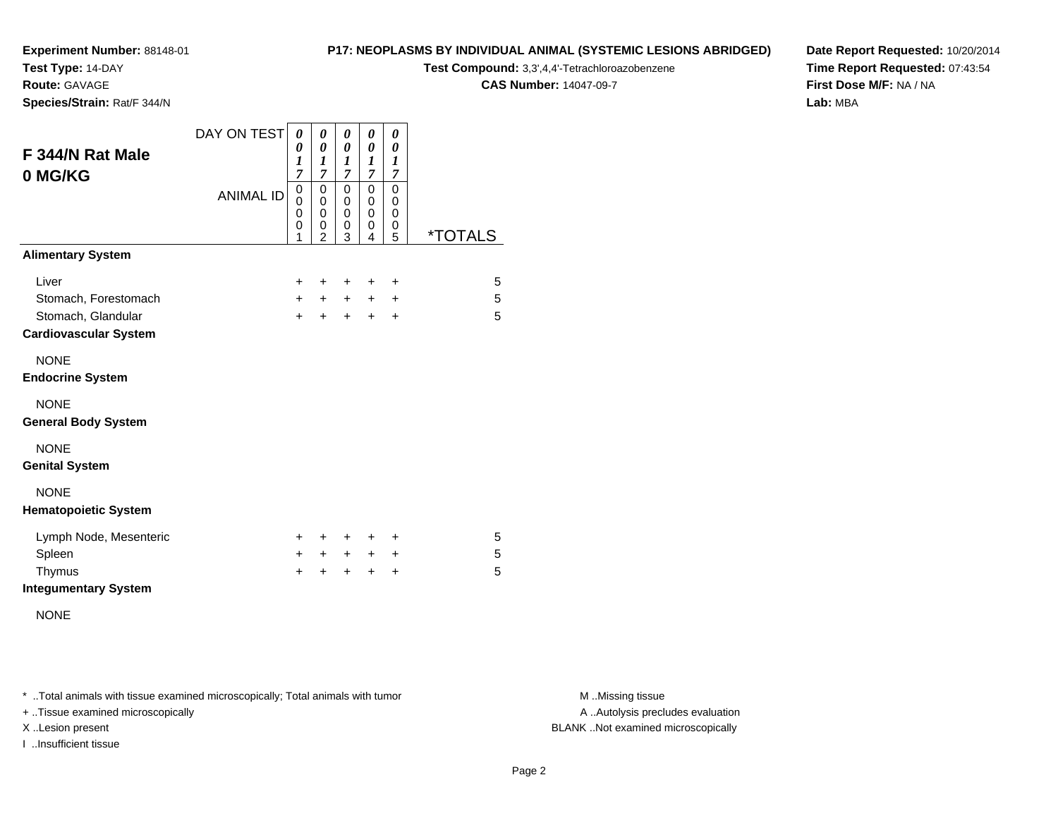**Experiment Number:** 88148-01
**Test Type:** 14-DAY
**Route:** GAVAGE
**Species/Strain:** Rat/F 344/N

**P17: NEOPLASMS BY INDIVIDUAL ANIMAL (SYSTEMIC LESIONS ABRIDGED)**
**Test Compound:** 3,3',4,4'-Tetrachloroazobenzene
**CAS Number:** 14047-09-7

**Date Report Requested:** 10/20/2014
**Time Report Requested:** 07:43:54
**First Dose M/F:** NA / NA
**Lab:** MBA

## F 344/N Rat Male 0 MG/KG

| DAY ON TEST | 0017 | 0017 | 0017 | 0017 | 0017 | |
|---|---|---|---|---|---|---|
| ANIMAL ID | 00001 | 00002 | 00003 | 00004 | 00005 | *TOTALS |
| **Alimentary System** | | | | | | |
| Liver | + | + | + | + | + | 5 |
| Stomach, Forestomach | + | + | + | + | + | 5 |
| Stomach, Glandular | + | + | + | + | + | 5 |
| **Cardiovascular System** | | | | | | |
| NONE | | | | | | |
| **Endocrine System** | | | | | | |
| NONE | | | | | | |
| **General Body System** | | | | | | |
| NONE | | | | | | |
| **Genital System** | | | | | | |
| NONE | | | | | | |
| **Hematopoietic System** | | | | | | |
| Lymph Node, Mesenteric | + | + | + | + | + | 5 |
| Spleen | + | + | + | + | + | 5 |
| Thymus | + | + | + | + | + | 5 |
| **Integumentary System** | | | | | | |
| NONE | | | | | | |

* ..Total animals with tissue examined microscopically; Total animals with tumor
+ ..Tissue examined microscopically
X ..Lesion present
I ..Insufficient tissue

M ..Missing tissue
A ..Autolysis precludes evaluation
BLANK ..Not examined microscopically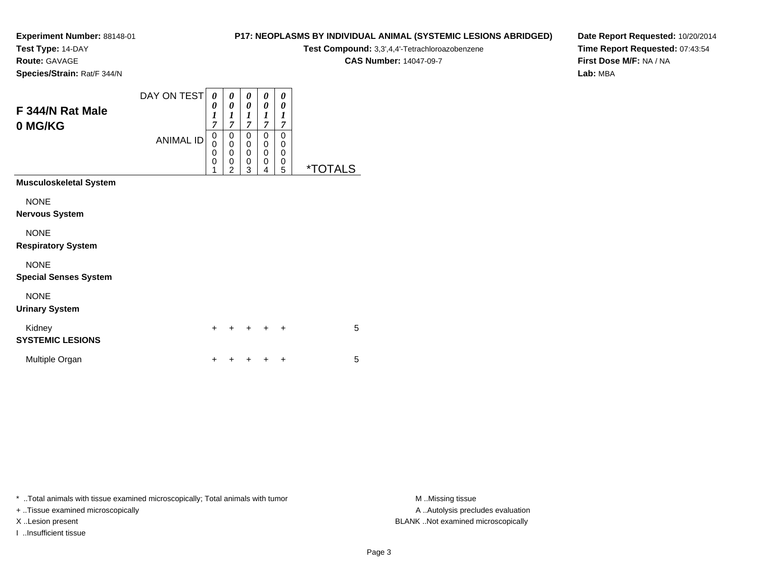**Experiment Number:** 88148-01
**Test Type:** 14-DAY
**Route:** GAVAGE
**Species/Strain:** Rat/F 344/N

**P17: NEOPLASMS BY INDIVIDUAL ANIMAL (SYSTEMIC LESIONS ABRIDGED)**
**Test Compound:** 3,3',4,4'-Tetrachloroazobenzene
**CAS Number:** 14047-09-7

**Date Report Requested:** 10/20/2014
**Time Report Requested:** 07:43:54
**First Dose M/F:** NA / NA
**Lab:** MBA

## F 344/N Rat Male 0 MG/KG

| DAY ON TEST | 0017 | 0017 | 0017 | 0017 | 0017 | |
|---|---|---|---|---|---|---|
| **ANIMAL ID** | 00001 | 00002 | 00003 | 00004 | 00005 | ***TOTALS** |
| **Musculoskeletal System** | | | | | | |
| NONE | | | | | | |
| **Nervous System** | | | | | | |
| NONE | | | | | | |
| **Respiratory System** | | | | | | |
| NONE | | | | | | |
| **Special Senses System** | | | | | | |
| NONE | | | | | | |
| **Urinary System** | | | | | | |
| Kidney | + | + | + | + | + | 5 |
| **SYSTEMIC LESIONS** | | | | | | |
| Multiple Organ | + | + | + | + | + | 5 |

* ..Total animals with tissue examined microscopically; Total animals with tumor
+ ..Tissue examined microscopically
X ..Lesion present
I ..Insufficient tissue

M ..Missing tissue
A ..Autolysis precludes evaluation
BLANK ..Not examined microscopically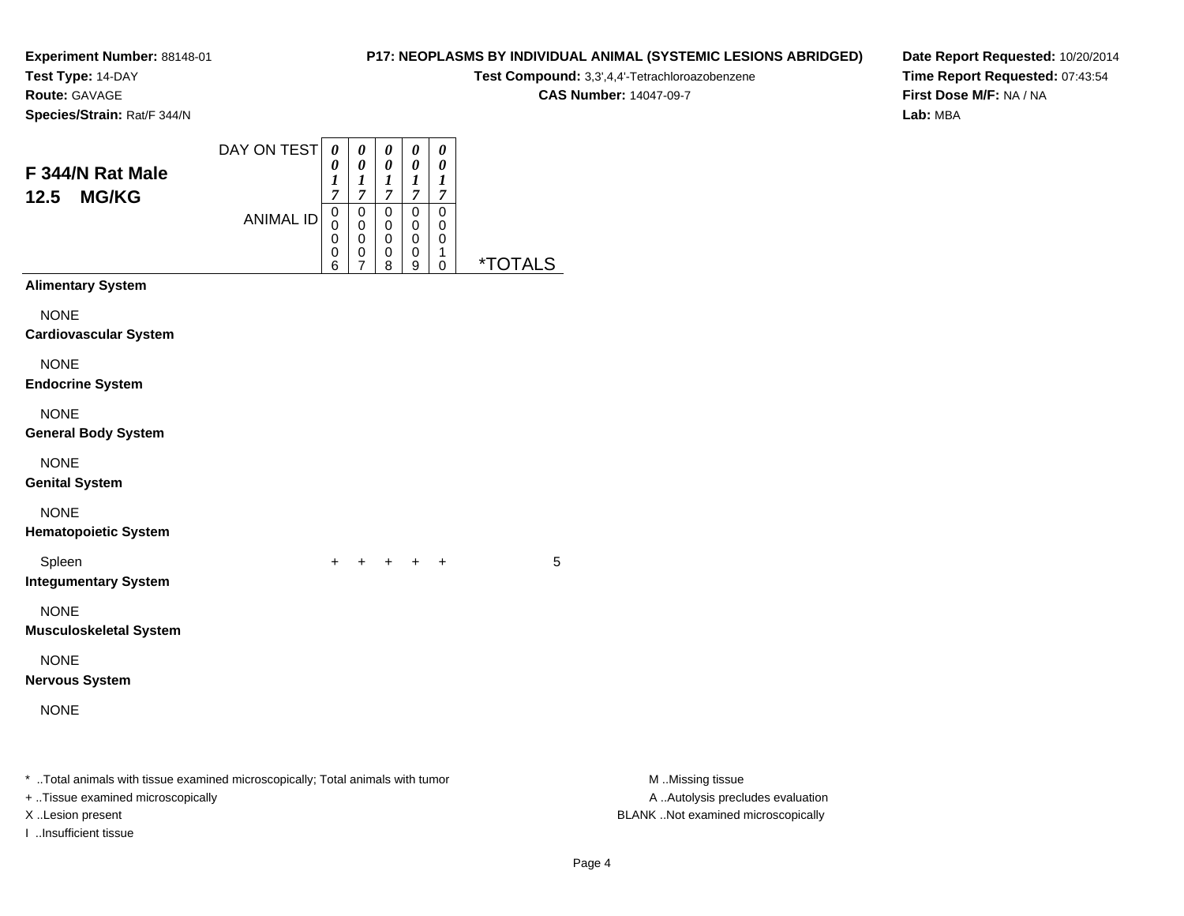**Experiment Number:** 88148-01
**Test Type:** 14-DAY
**Route:** GAVAGE
**Species/Strain:** Rat/F 344/N

**P17: NEOPLASMS BY INDIVIDUAL ANIMAL (SYSTEMIC LESIONS ABRIDGED)**
**Test Compound:** 3,3',4,4'-Tetrachloroazobenzene
**CAS Number:** 14047-09-7

**Date Report Requested:** 10/20/2014
**Time Report Requested:** 07:43:54
**First Dose M/F:** NA / NA
**Lab:** MBA

## F 344/N Rat Male
## 12.5 MG/KG

| | | | | | | |
|---|---|---|---|---|---|---|
| DAY ON TEST | 0017 | 0017 | 0017 | 0017 | 0017 | |
| ANIMAL ID | 00006 | 00007 | 00008 | 00009 | 00010 | *TOTALS |
| **Alimentary System** | | | | | | |
| NONE | | | | | | |
| **Cardiovascular System** | | | | | | |
| NONE | | | | | | |
| **Endocrine System** | | | | | | |
| NONE | | | | | | |
| **General Body System** | | | | | | |
| NONE | | | | | | |
| **Genital System** | | | | | | |
| NONE | | | | | | |
| **Hematopoietic System** | | | | | | |
| Spleen | + | + | + | + | + | 5 |
| **Integumentary System** | | | | | | |
| NONE | | | | | | |
| **Musculoskeletal System** | | | | | | |
| NONE | | | | | | |
| **Nervous System** | | | | | | |
| NONE | | | | | | |

* ..Total animals with tissue examined microscopically; Total animals with tumor
+ ..Tissue examined microscopically
X ..Lesion present
I ..Insufficient tissue

M ..Missing tissue
A ..Autolysis precludes evaluation
BLANK ..Not examined microscopically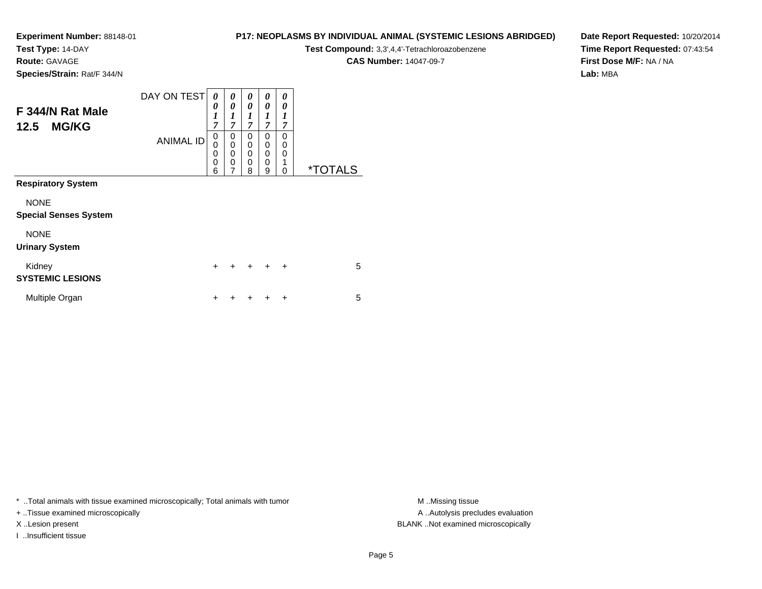**Experiment Number:** 88148-01
**Test Type:** 14-DAY
**Route:** GAVAGE
**Species/Strain:** Rat/F 344/N

**P17: NEOPLASMS BY INDIVIDUAL ANIMAL (SYSTEMIC LESIONS ABRIDGED)**
**Test Compound:** 3,3',4,4'-Tetrachloroazobenzene
**CAS Number:** 14047-09-7

**Date Report Requested:** 10/20/2014
**Time Report Requested:** 07:43:54
**First Dose M/F:** NA / NA
**Lab:** MBA

## F 344/N Rat Male
## 12.5 MG/KG

| DAY ON TEST | 0017 | 0017 | 0017 | 0017 | 0017 | |
|---|---|---|---|---|---|---|
| ANIMAL ID | 00006 | 00007 | 00008 | 00009 | 00010 | *TOTALS |
| **Respiratory System** | | | | | | |
| NONE | | | | | | |
| **Special Senses System** | | | | | | |
| NONE | | | | | | |
| **Urinary System** | | | | | | |
| Kidney | + | + | + | + | + | 5 |
| **SYSTEMIC LESIONS** | | | | | | |
| Multiple Organ | + | + | + | + | + | 5 |

* ..Total animals with tissue examined microscopically; Total animals with tumor
+ ..Tissue examined microscopically
X ..Lesion present
I ..Insufficient tissue

M ..Missing tissue
A ..Autolysis precludes evaluation
BLANK ..Not examined microscopically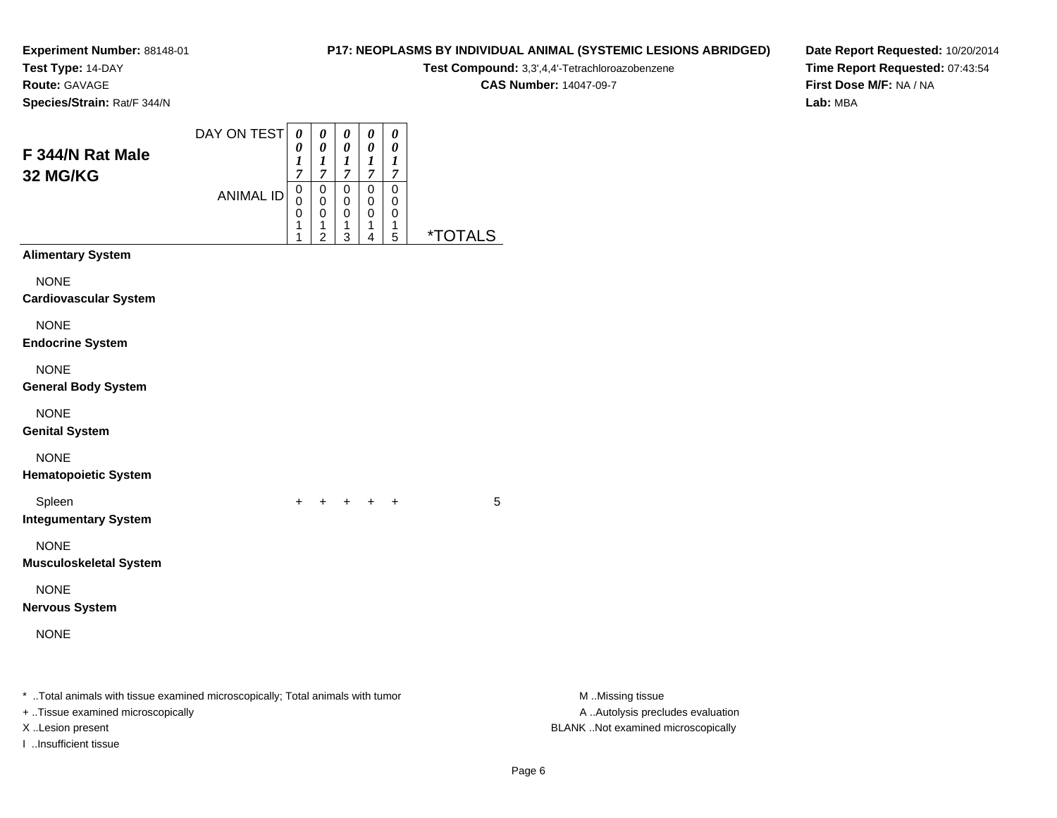**Experiment Number:** 88148-01
**Test Type:** 14-DAY
**Route:** GAVAGE
**Species/Strain:** Rat/F 344/N

**P17: NEOPLASMS BY INDIVIDUAL ANIMAL (SYSTEMIC LESIONS ABRIDGED)**
**Test Compound:** 3,3',4,4'-Tetrachloroazobenzene
**CAS Number:** 14047-09-7

**Date Report Requested:** 10/20/2014
**Time Report Requested:** 07:43:54
**First Dose M/F:** NA / NA
**Lab:** MBA

## F 344/N Rat Male 32 MG/KG

| DAY ON TEST | 0017 | 0017 | 0017 | 0017 | 0017 | |
|---|---|---|---|---|---|---|
| **ANIMAL ID** | 00011 | 00012 | 00013 | 00014 | 00015 | ***TOTALS** |
| **Alimentary System** | | | | | | |
| NONE | | | | | | |
| **Cardiovascular System** | | | | | | |
| NONE | | | | | | |
| **Endocrine System** | | | | | | |
| NONE | | | | | | |
| **General Body System** | | | | | | |
| NONE | | | | | | |
| **Genital System** | | | | | | |
| NONE | | | | | | |
| **Hematopoietic System** | | | | | | |
| Spleen | + | + | + | + | + | 5 |
| **Integumentary System** | | | | | | |
| NONE | | | | | | |
| **Musculoskeletal System** | | | | | | |
| NONE | | | | | | |
| **Nervous System** | | | | | | |
| NONE | | | | | | |

* ..Total animals with tissue examined microscopically; Total animals with tumor
+ ..Tissue examined microscopically
X ..Lesion present
I ..Insufficient tissue

M ..Missing tissue
A ..Autolysis precludes evaluation
BLANK ..Not examined microscopically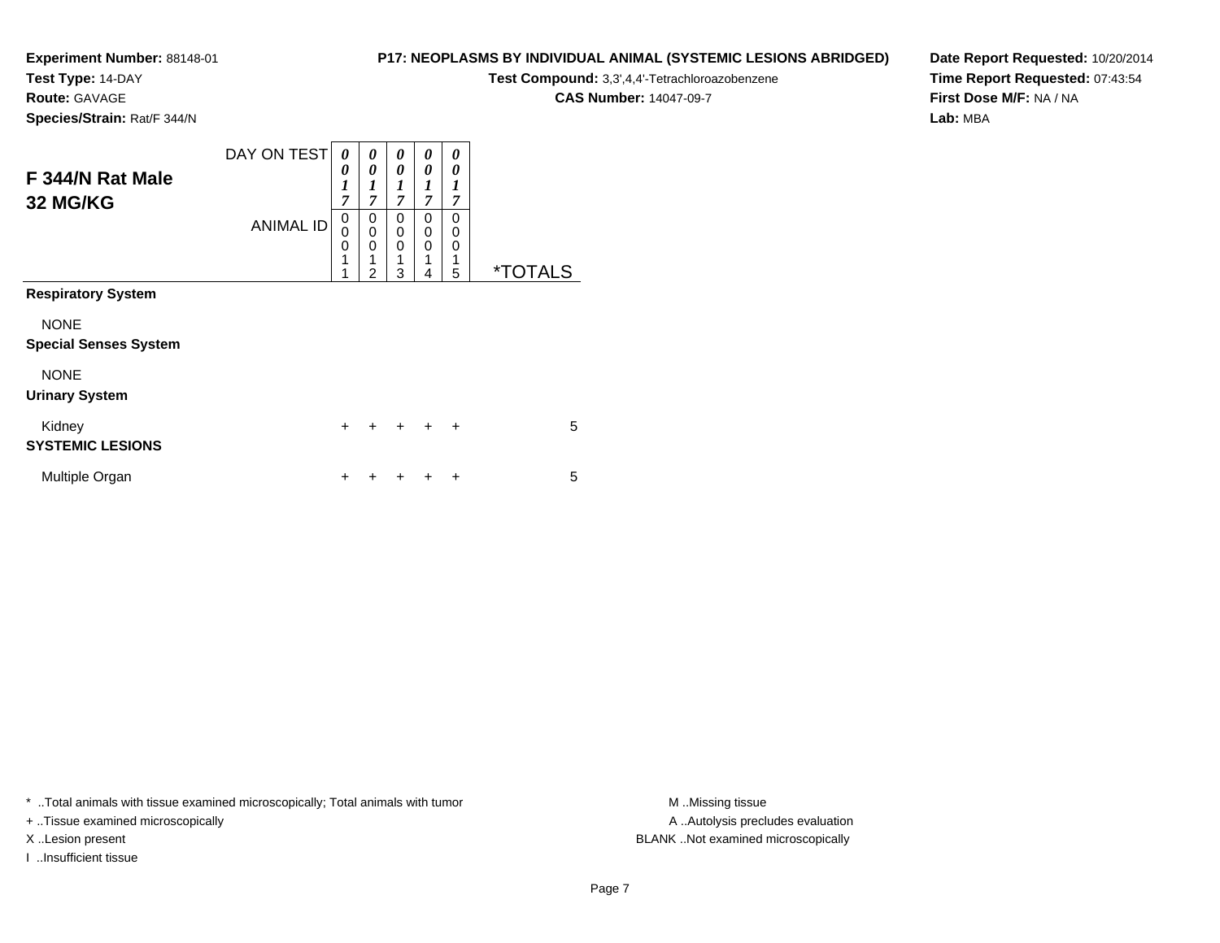**Experiment Number:** 88148-01
**Test Type:** 14-DAY
**Route:** GAVAGE
**Species/Strain:** Rat/F 344/N

**P17: NEOPLASMS BY INDIVIDUAL ANIMAL (SYSTEMIC LESIONS ABRIDGED)**
**Test Compound:** 3,3',4,4'-Tetrachloroazobenzene
**CAS Number:** 14047-09-7

**Date Report Requested:** 10/20/2014
**Time Report Requested:** 07:43:54
**First Dose M/F:** NA / NA
**Lab:** MBA

## F 344/N Rat Male 32 MG/KG

| DAY ON TEST | 0017 | 0017 | 0017 | 0017 | 0017 | |
|---|---|---|---|---|---|---|
| **ANIMAL ID** | 00011 | 00012 | 00013 | 00014 | 00015 | ***TOTALS** |
| **Respiratory System** | | | | | | |
| NONE | | | | | | |
| **Special Senses System** | | | | | | |
| NONE | | | | | | |
| **Urinary System** | | | | | | |
| Kidney | + | + | + | + | + | 5 |
| **SYSTEMIC LESIONS** | | | | | | |
| Multiple Organ | + | + | + | + | + | 5 |

* ..Total animals with tissue examined microscopically; Total animals with tumor
+ ..Tissue examined microscopically
X ..Lesion present
I ..Insufficient tissue

M ..Missing tissue
A ..Autolysis precludes evaluation
BLANK ..Not examined microscopically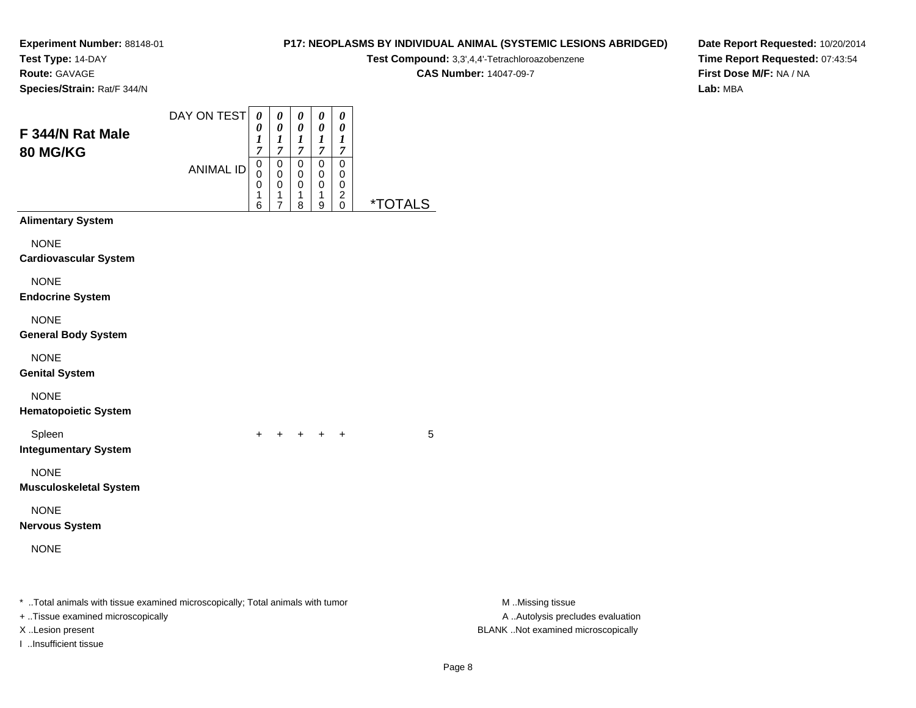**Experiment Number:** 88148-01
**Test Type:** 14-DAY
**Route:** GAVAGE
**Species/Strain:** Rat/F 344/N

**P17: NEOPLASMS BY INDIVIDUAL ANIMAL (SYSTEMIC LESIONS ABRIDGED)**
**Test Compound:** 3,3',4,4'-Tetrachloroazobenzene
**CAS Number:** 14047-09-7

**Date Report Requested:** 10/20/2014
**Time Report Requested:** 07:43:54
**First Dose M/F:** NA / NA
**Lab:** MBA

## F 344/N Rat Male 80 MG/KG

| DAY ON TEST | 0017 | 0017 | 0017 | 0017 | 0017 | |
|---|---|---|---|---|---|---|
| **ANIMAL ID** | 00016 | 00017 | 00018 | 00019 | 00020 | ***TOTALS** |
| **Alimentary System** | | | | | | |
| NONE | | | | | | |
| **Cardiovascular System** | | | | | | |
| NONE | | | | | | |
| **Endocrine System** | | | | | | |
| NONE | | | | | | |
| **General Body System** | | | | | | |
| NONE | | | | | | |
| **Genital System** | | | | | | |
| NONE | | | | | | |
| **Hematopoietic System** | | | | | | |
| Spleen | + | + | + | + | + | 5 |
| **Integumentary System** | | | | | | |
| NONE | | | | | | |
| **Musculoskeletal System** | | | | | | |
| NONE | | | | | | |
| **Nervous System** | | | | | | |
| NONE | | | | | | |

* ..Total animals with tissue examined microscopically; Total animals with tumor
+ ..Tissue examined microscopically
X ..Lesion present
I ..Insufficient tissue

M ..Missing tissue
A ..Autolysis precludes evaluation
BLANK ..Not examined microscopically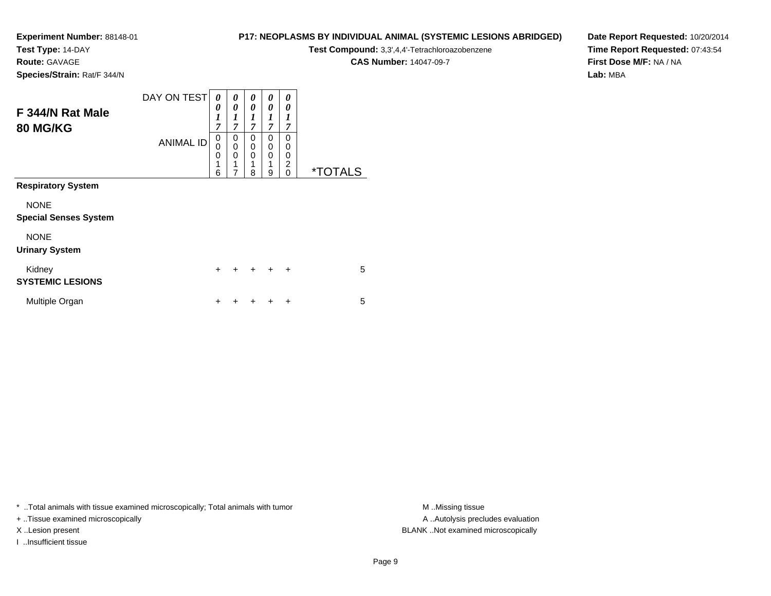**Experiment Number:** 88148-01
**Test Type:** 14-DAY
**Route:** GAVAGE
**Species/Strain:** Rat/F 344/N

**P17: NEOPLASMS BY INDIVIDUAL ANIMAL (SYSTEMIC LESIONS ABRIDGED)**
**Test Compound:** 3,3',4,4'-Tetrachloroazobenzene
**CAS Number:** 14047-09-7

**Date Report Requested:** 10/20/2014
**Time Report Requested:** 07:43:54
**First Dose M/F:** NA / NA
**Lab:** MBA

## F 344/N Rat Male 80 MG/KG

| DAY ON TEST | 0017 | 0017 | 0017 | 0017 | 0017 | |
|---|---|---|---|---|---|---|
| ANIMAL ID | 00016 | 00017 | 00018 | 00019 | 00020 | *TOTALS |
| **Respiratory System** | | | | | | |
| NONE | | | | | | |
| **Special Senses System** | | | | | | |
| NONE | | | | | | |
| **Urinary System** | | | | | | |
| Kidney | + | + | + | + | + | 5 |
| **SYSTEMIC LESIONS** | | | | | | |
| Multiple Organ | + | + | + | + | + | 5 |

* ..Total animals with tissue examined microscopically; Total animals with tumor
+ ..Tissue examined microscopically
X ..Lesion present
I ..Insufficient tissue

M ..Missing tissue
A ..Autolysis precludes evaluation
BLANK ..Not examined microscopically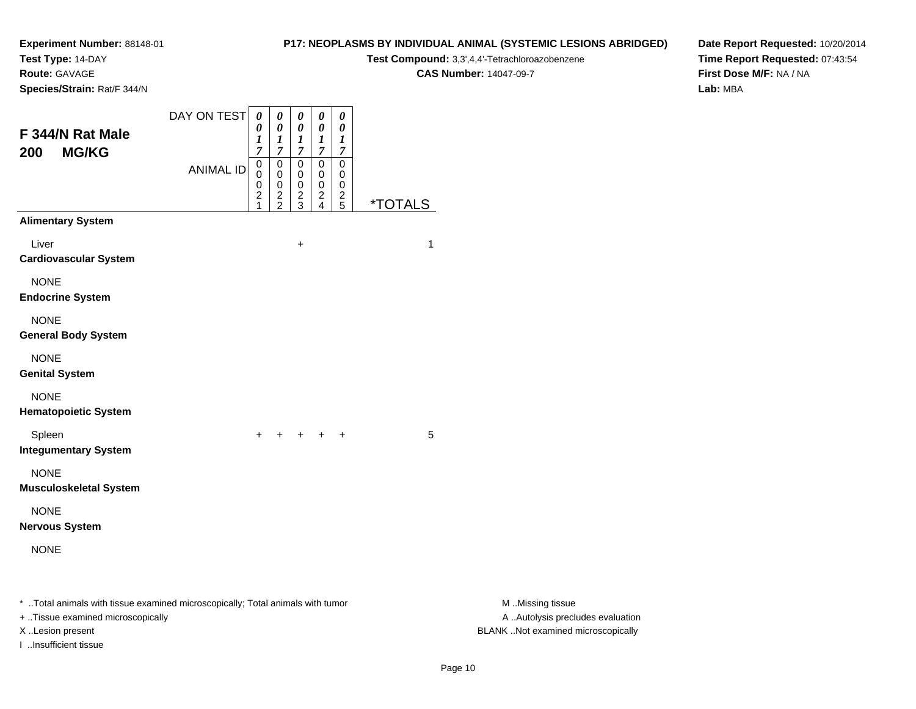**Experiment Number:** 88148-01
**Test Type:** 14-DAY
**Route:** GAVAGE
**Species/Strain:** Rat/F 344/N

**P17: NEOPLASMS BY INDIVIDUAL ANIMAL (SYSTEMIC LESIONS ABRIDGED)**
**Test Compound:** 3,3',4,4'-Tetrachloroazobenzene
**CAS Number:** 14047-09-7

**Date Report Requested:** 10/20/2014
**Time Report Requested:** 07:43:54
**First Dose M/F:** NA / NA
**Lab:** MBA

## F 344/N Rat Male
## 200 MG/KG

| DAY ON TEST | 0017 | 0017 | 0017 | 0017 | 0017 | |
|---|---|---|---|---|---|---|
| ANIMAL ID | 00021 | 00022 | 00023 | 00024 | 00025 | *TOTALS |
| **Alimentary System** | | | | | | |
| Liver | | | + | | | 1 |
| **Cardiovascular System** | | | | | | |
| NONE | | | | | | |
| **Endocrine System** | | | | | | |
| NONE | | | | | | |
| **General Body System** | | | | | | |
| NONE | | | | | | |
| **Genital System** | | | | | | |
| NONE | | | | | | |
| **Hematopoietic System** | | | | | | |
| Spleen | + | + | + | + | + | 5 |
| **Integumentary System** | | | | | | |
| NONE | | | | | | |
| **Musculoskeletal System** | | | | | | |
| NONE | | | | | | |
| **Nervous System** | | | | | | |
| NONE | | | | | | |

* ..Total animals with tissue examined microscopically; Total animals with tumor
+ ..Tissue examined microscopically
X ..Lesion present
I ..Insufficient tissue

M ..Missing tissue
A ..Autolysis precludes evaluation
BLANK ..Not examined microscopically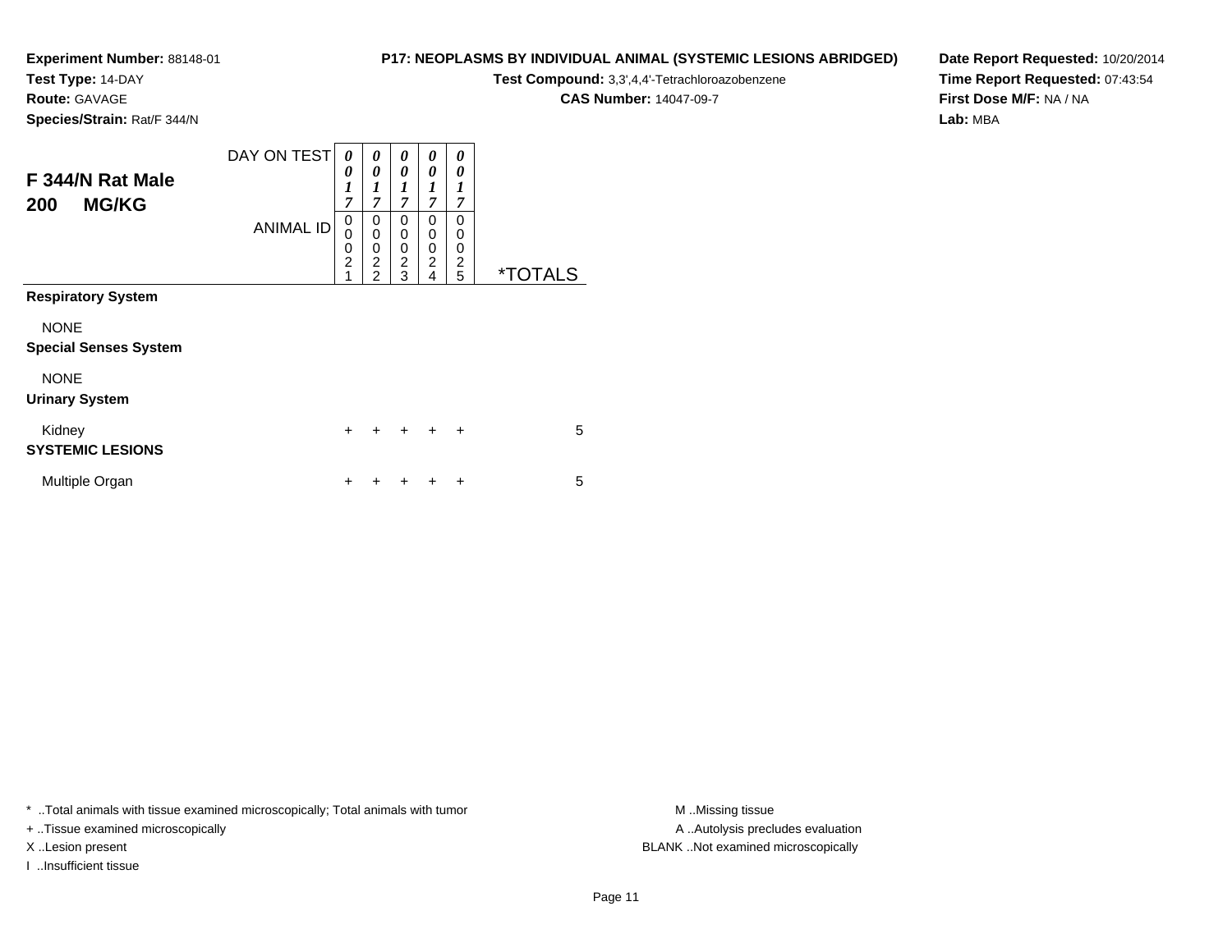**Experiment Number:** 88148-01
**Test Type:** 14-DAY
**Route:** GAVAGE
**Species/Strain:** Rat/F 344/N

**P17: NEOPLASMS BY INDIVIDUAL ANIMAL (SYSTEMIC LESIONS ABRIDGED)**
**Test Compound:** 3,3',4,4'-Tetrachloroazobenzene
**CAS Number:** 14047-09-7

**Date Report Requested:** 10/20/2014
**Time Report Requested:** 07:43:54
**First Dose M/F:** NA / NA
**Lab:** MBA

## F 344/N Rat Male 200 MG/KG

| DAY ON TEST | 0017 | 0017 | 0017 | 0017 | 0017 | |
|---|---|---|---|---|---|---|
| ANIMAL ID | 00021 | 00022 | 00023 | 00024 | 00025 | *TOTALS |
| **Respiratory System** | | | | | | |
| NONE | | | | | | |
| **Special Senses System** | | | | | | |
| NONE | | | | | | |
| **Urinary System** | | | | | | |
| Kidney | + | + | + | + | + | 5 |
| **SYSTEMIC LESIONS** | | | | | | |
| Multiple Organ | + | + | + | + | + | 5 |

* ..Total animals with tissue examined microscopically; Total animals with tumor
+ ..Tissue examined microscopically
X ..Lesion present
I ..Insufficient tissue

M ..Missing tissue
A ..Autolysis precludes evaluation
BLANK ..Not examined microscopically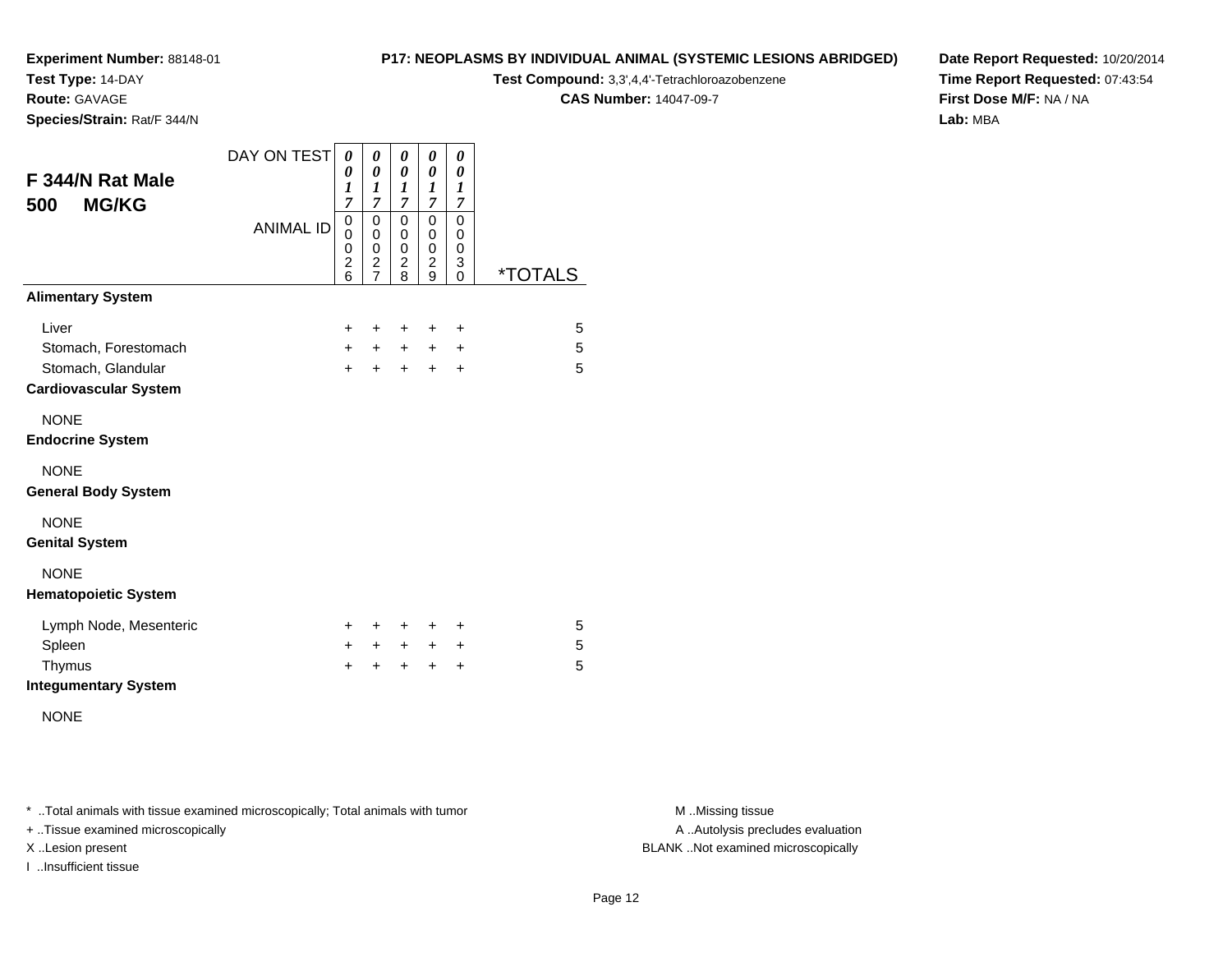**Experiment Number:** 88148-01
**Test Type:** 14-DAY
**Route:** GAVAGE
**Species/Strain:** Rat/F 344/N

**P17: NEOPLASMS BY INDIVIDUAL ANIMAL (SYSTEMIC LESIONS ABRIDGED)**
**Test Compound:** 3,3',4,4'-Tetrachloroazobenzene
**CAS Number:** 14047-09-7

**Date Report Requested:** 10/20/2014
**Time Report Requested:** 07:43:54
**First Dose M/F:** NA / NA
**Lab:** MBA

## F 344/N Rat Male 500 MG/KG

| DAY ON TEST | 0017 | 0017 | 0017 | 0017 | 0017 | |
|---|---|---|---|---|---|---|
| **ANIMAL ID** | 00026 | 00027 | 00028 | 00029 | 00030 | ***TOTALS** |
| **Alimentary System** | | | | | | |
| Liver | + | + | + | + | + | 5 |
| Stomach, Forestomach | + | + | + | + | + | 5 |
| Stomach, Glandular | + | + | + | + | + | 5 |
| **Cardiovascular System** | | | | | | |
| NONE | | | | | | |
| **Endocrine System** | | | | | | |
| NONE | | | | | | |
| **General Body System** | | | | | | |
| NONE | | | | | | |
| **Genital System** | | | | | | |
| NONE | | | | | | |
| **Hematopoietic System** | | | | | | |
| Lymph Node, Mesenteric | + | + | + | + | + | 5 |
| Spleen | + | + | + | + | + | 5 |
| Thymus | + | + | + | + | + | 5 |
| **Integumentary System** | | | | | | |
| NONE | | | | | | |

* ..Total animals with tissue examined microscopically; Total animals with tumor
+ ..Tissue examined microscopically
X ..Lesion present
I ..Insufficient tissue

M ..Missing tissue
A ..Autolysis precludes evaluation
BLANK ..Not examined microscopically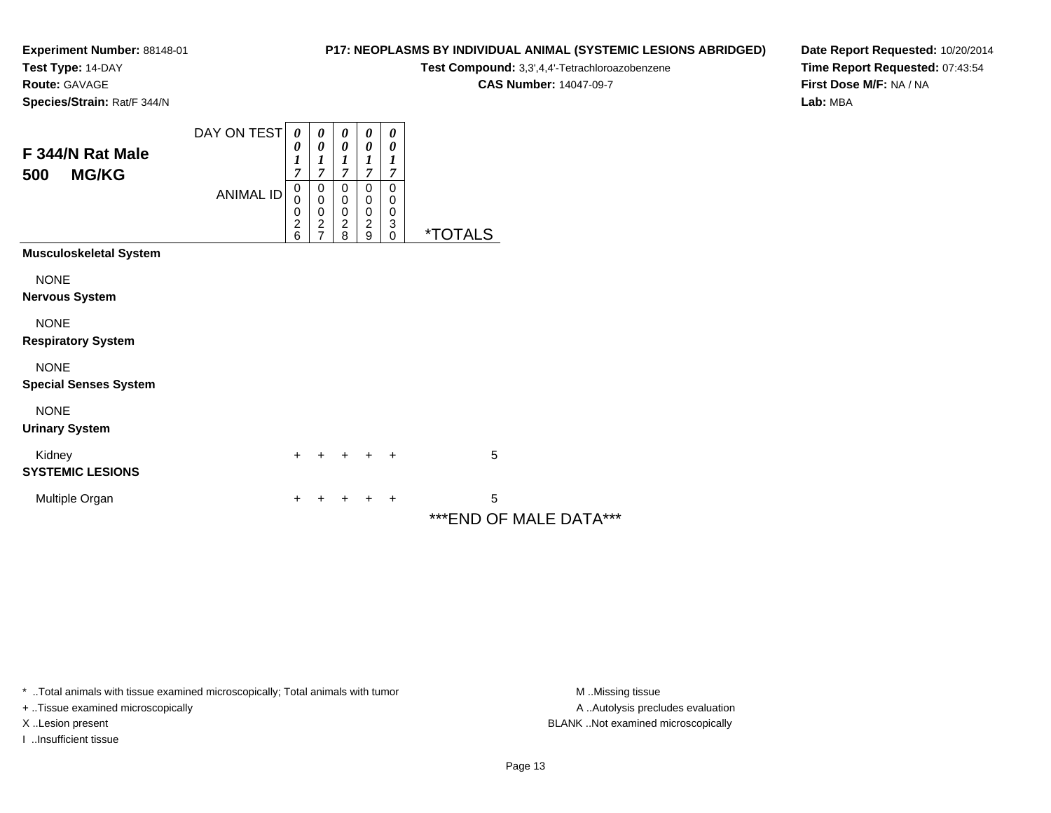**Experiment Number:** 88148-01
**Test Type:** 14-DAY
**Route:** GAVAGE
**Species/Strain:** Rat/F 344/N

**P17: NEOPLASMS BY INDIVIDUAL ANIMAL (SYSTEMIC LESIONS ABRIDGED)**
**Test Compound:** 3,3',4,4'-Tetrachloroazobenzene
**CAS Number:** 14047-09-7

**Date Report Requested:** 10/20/2014
**Time Report Requested:** 07:43:54
**First Dose M/F:** NA / NA
**Lab:** MBA

## F 344/N Rat Male
## 500 MG/KG

| DAY ON TEST | 0017 | 0017 | 0017 | 0017 | 0017 | |
|---|---|---|---|---|---|---|
| **ANIMAL ID** | 00026 | 00027 | 00028 | 00029 | 00030 | ***TOTALS** |
| **Musculoskeletal System** | | | | | | |
| NONE | | | | | | |
| **Nervous System** | | | | | | |
| NONE | | | | | | |
| **Respiratory System** | | | | | | |
| NONE | | | | | | |
| **Special Senses System** | | | | | | |
| NONE | | | | | | |
| **Urinary System** | | | | | | |
| Kidney | + | + | + | + | + | 5 |
| **SYSTEMIC LESIONS** | | | | | | |
| Multiple Organ | + | + | + | + | + | 5 |

***END OF MALE DATA***

* ..Total animals with tissue examined microscopically; Total animals with tumor
+ ..Tissue examined microscopically
X ..Lesion present
I ..Insufficient tissue

M ..Missing tissue
A ..Autolysis precludes evaluation
BLANK ..Not examined microscopically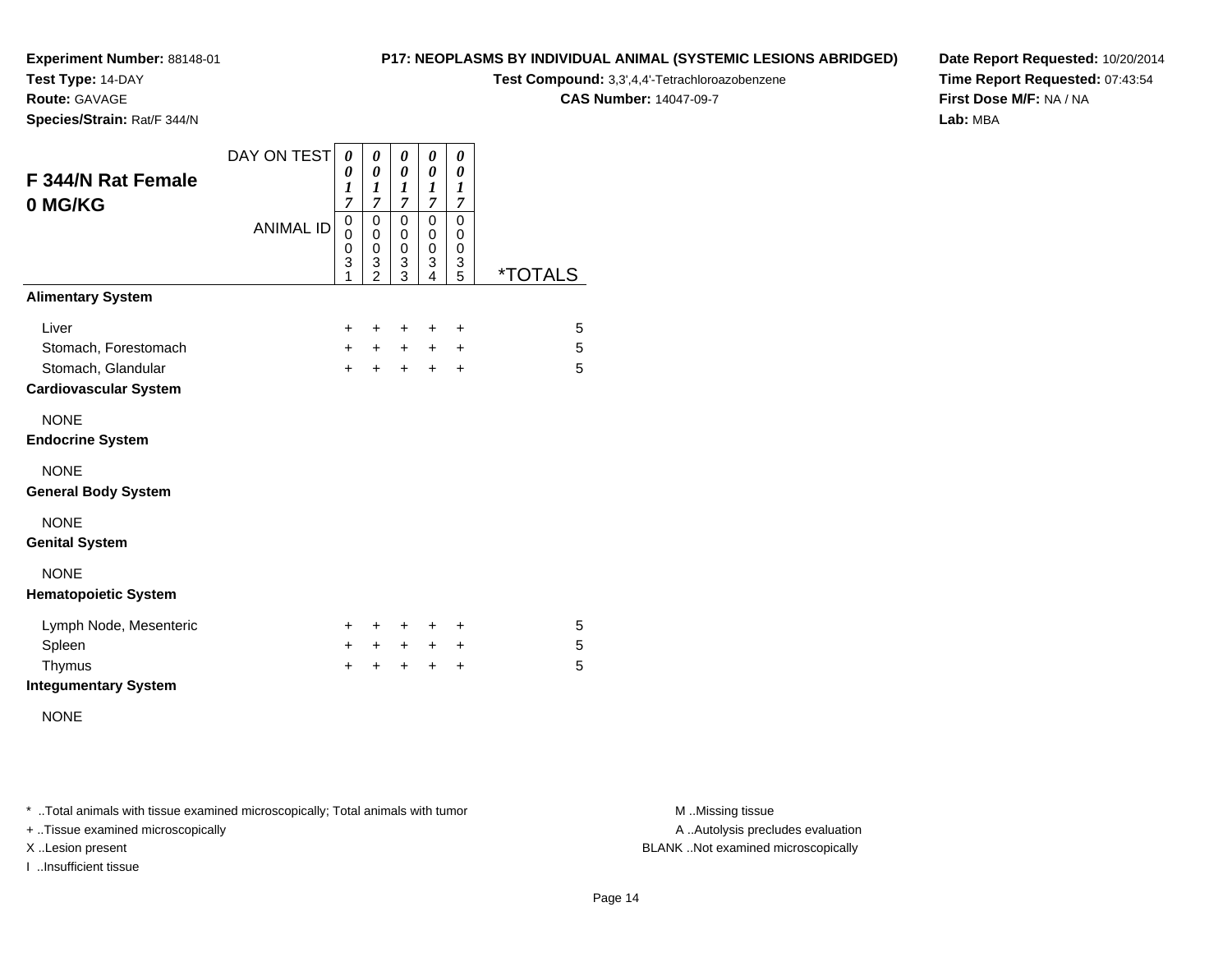**Experiment Number:** 88148-01
**Test Type:** 14-DAY
**Route:** GAVAGE
**Species/Strain:** Rat/F 344/N

**P17: NEOPLASMS BY INDIVIDUAL ANIMAL (SYSTEMIC LESIONS ABRIDGED)**
**Test Compound:** 3,3',4,4'-Tetrachloroazobenzene
**CAS Number:** 14047-09-7

**Date Report Requested:** 10/20/2014
**Time Report Requested:** 07:43:54
**First Dose M/F:** NA / NA
**Lab:** MBA

## F 344/N Rat Female 0 MG/KG

| DAY ON TEST | 0017 | 0017 | 0017 | 0017 | 0017 | |
|---|---|---|---|---|---|---|
| ANIMAL ID | 00031 | 00032 | 00033 | 00034 | 00035 | *TOTALS |
| **Alimentary System** | | | | | | |
| Liver | + | + | + | + | + | 5 |
| Stomach, Forestomach | + | + | + | + | + | 5 |
| Stomach, Glandular | + | + | + | + | + | 5 |
| **Cardiovascular System** | | | | | | |
| NONE | | | | | | |
| **Endocrine System** | | | | | | |
| NONE | | | | | | |
| **General Body System** | | | | | | |
| NONE | | | | | | |
| **Genital System** | | | | | | |
| NONE | | | | | | |
| **Hematopoietic System** | | | | | | |
| Lymph Node, Mesenteric | + | + | + | + | + | 5 |
| Spleen | + | + | + | + | + | 5 |
| Thymus | + | + | + | + | + | 5 |
| **Integumentary System** | | | | | | |
| NONE | | | | | | |

* ..Total animals with tissue examined microscopically; Total animals with tumor
+ ..Tissue examined microscopically
X ..Lesion present
I ..Insufficient tissue

M ..Missing tissue
A ..Autolysis precludes evaluation
BLANK ..Not examined microscopically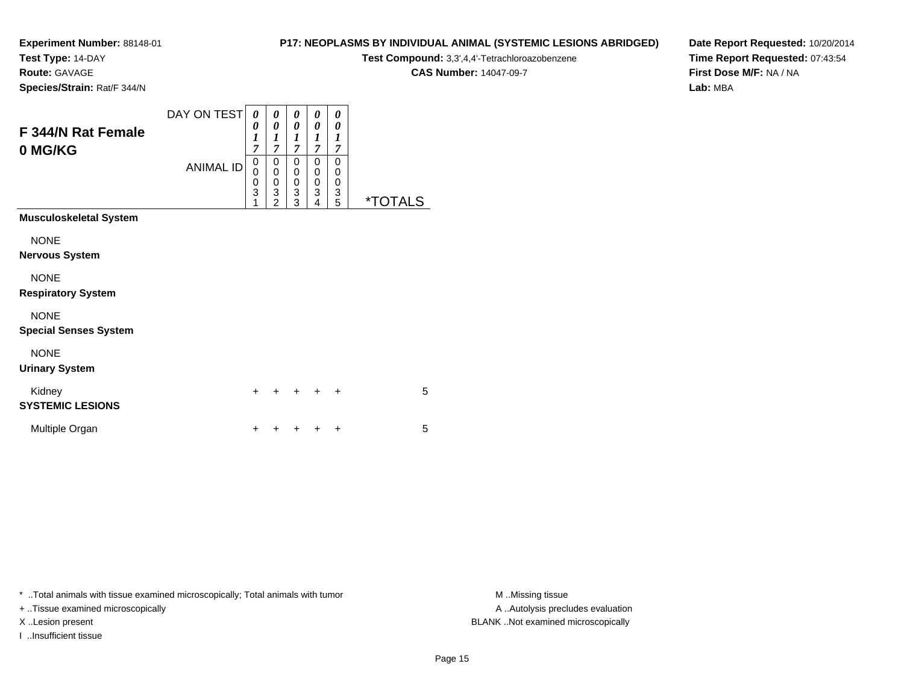**Experiment Number:** 88148-01
**Test Type:** 14-DAY
**Route:** GAVAGE
**Species/Strain:** Rat/F 344/N

**P17: NEOPLASMS BY INDIVIDUAL ANIMAL (SYSTEMIC LESIONS ABRIDGED)**
**Test Compound:** 3,3',4,4'-Tetrachloroazobenzene
**CAS Number:** 14047-09-7

**Date Report Requested:** 10/20/2014
**Time Report Requested:** 07:43:54
**First Dose M/F:** NA / NA
**Lab:** MBA

## F 344/N Rat Female 0 MG/KG

| | | | | | | |
|---|---|---|---|---|---|---|
| DAY ON TEST | 0017 | 0017 | 0017 | 0017 | 0017 | |
| ANIMAL ID | 00031 | 00032 | 00033 | 00034 | 00035 | *TOTALS |
| **Musculoskeletal System** | | | | | | |
| NONE | | | | | | |
| **Nervous System** | | | | | | |
| NONE | | | | | | |
| **Respiratory System** | | | | | | |
| NONE | | | | | | |
| **Special Senses System** | | | | | | |
| NONE | | | | | | |
| **Urinary System** | | | | | | |
| Kidney | + | + | + | + | + | 5 |
| **SYSTEMIC LESIONS** | | | | | | |
| Multiple Organ | + | + | + | + | + | 5 |

* ..Total animals with tissue examined microscopically; Total animals with tumor
+ ..Tissue examined microscopically
X ..Lesion present
I ..Insufficient tissue

M ..Missing tissue
A ..Autolysis precludes evaluation
BLANK ..Not examined microscopically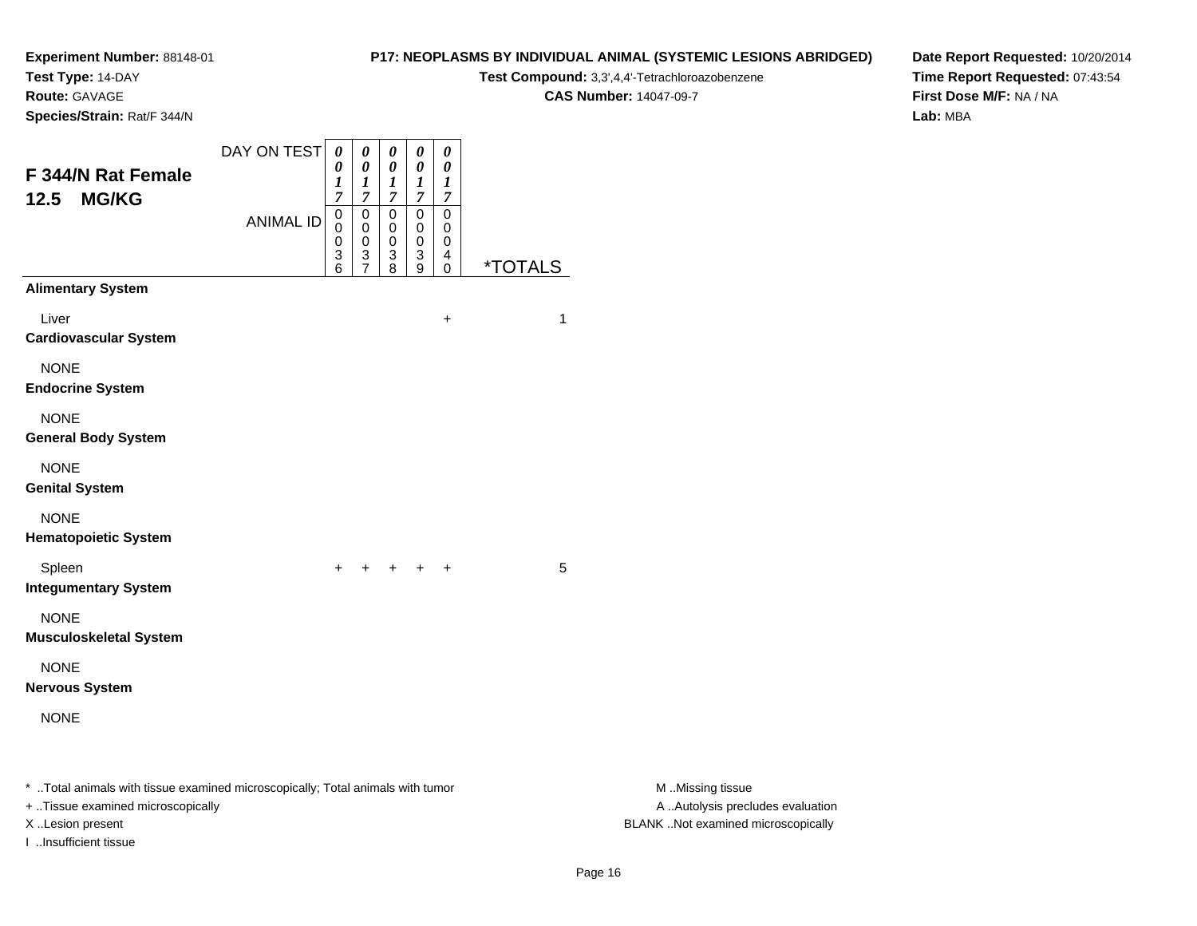**Experiment Number:** 88148-01
**Test Type:** 14-DAY
**Route:** GAVAGE
**Species/Strain:** Rat/F 344/N

**P17: NEOPLASMS BY INDIVIDUAL ANIMAL (SYSTEMIC LESIONS ABRIDGED)**
**Test Compound:** 3,3',4,4'-Tetrachloroazobenzene
**CAS Number:** 14047-09-7

**Date Report Requested:** 10/20/2014
**Time Report Requested:** 07:43:54
**First Dose M/F:** NA / NA
**Lab:** MBA

## F 344/N Rat Female
## 12.5 MG/KG

| DAY ON TEST | 0017 | 0017 | 0017 | 0017 | 0017 | |
|---|---|---|---|---|---|---|
| ANIMAL ID | 00036 | 00037 | 00038 | 00039 | 00040 | *TOTALS |
| **Alimentary System** | | | | | | |
| Liver | | | | | + | 1 |
| **Cardiovascular System** | | | | | | |
| NONE | | | | | | |
| **Endocrine System** | | | | | | |
| NONE | | | | | | |
| **General Body System** | | | | | | |
| NONE | | | | | | |
| **Genital System** | | | | | | |
| NONE | | | | | | |
| **Hematopoietic System** | | | | | | |
| Spleen | + | + | + | + | + | 5 |
| **Integumentary System** | | | | | | |
| NONE | | | | | | |
| **Musculoskeletal System** | | | | | | |
| NONE | | | | | | |
| **Nervous System** | | | | | | |
| NONE | | | | | | |

* ..Total animals with tissue examined microscopically; Total animals with tumor
+ ..Tissue examined microscopically
X ..Lesion present
I ..Insufficient tissue

M ..Missing tissue
A ..Autolysis precludes evaluation
BLANK ..Not examined microscopically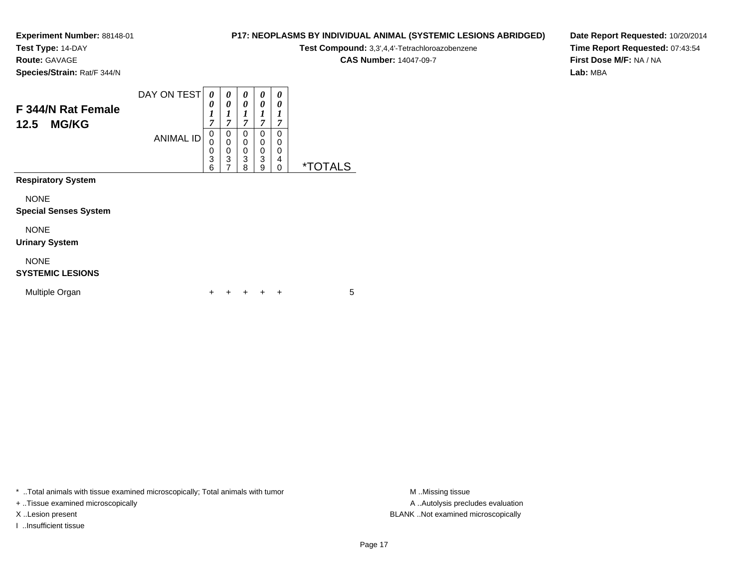**Experiment Number:** 88148-01
**Test Type:** 14-DAY
**Route:** GAVAGE
**Species/Strain:** Rat/F 344/N

**P17: NEOPLASMS BY INDIVIDUAL ANIMAL (SYSTEMIC LESIONS ABRIDGED)**
**Test Compound:** 3,3',4,4'-Tetrachloroazobenzene
**CAS Number:** 14047-09-7

**Date Report Requested:** 10/20/2014
**Time Report Requested:** 07:43:54
**First Dose M/F:** NA / NA
**Lab:** MBA

## F 344/N Rat Female 12.5 MG/KG

| DAY ON TEST | 0017 | 0017 | 0017 | 0017 | 0017 | |
|---|---|---|---|---|---|---|
| ANIMAL ID | 00036 | 00037 | 00038 | 00039 | 00040 | *TOTALS |
| **Respiratory System** | | | | | | |
| NONE | | | | | | |
| **Special Senses System** | | | | | | |
| NONE | | | | | | |
| **Urinary System** | | | | | | |
| NONE | | | | | | |
| **SYSTEMIC LESIONS** | | | | | | |
| Multiple Organ | + | + | + | + | + | 5 |

* ..Total animals with tissue examined microscopically; Total animals with tumor
+ ..Tissue examined microscopically
X ..Lesion present
I ..Insufficient tissue

M ..Missing tissue
A ..Autolysis precludes evaluation
BLANK ..Not examined microscopically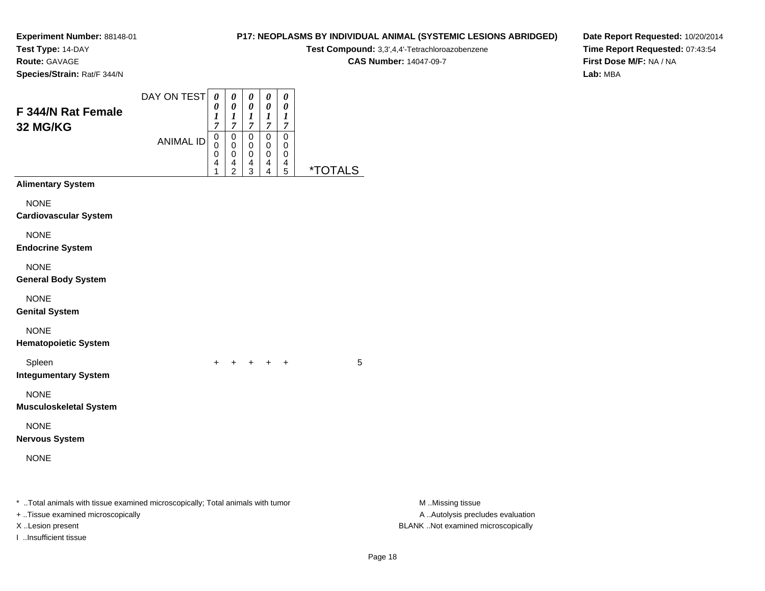**Experiment Number:** 88148-01
**Test Type:** 14-DAY
**Route:** GAVAGE
**Species/Strain:** Rat/F 344/N

**P17: NEOPLASMS BY INDIVIDUAL ANIMAL (SYSTEMIC LESIONS ABRIDGED)**
**Test Compound:** 3,3',4,4'-Tetrachloroazobenzene
**CAS Number:** 14047-09-7

**Date Report Requested:** 10/20/2014
**Time Report Requested:** 07:43:54
**First Dose M/F:** NA / NA
**Lab:** MBA

## F 344/N Rat Female
## 32 MG/KG

| | | | | | | |
|---|---|---|---|---|---|---|
| DAY ON TEST | 0017 | 0017 | 0017 | 0017 | 0017 | |
| ANIMAL ID | 00041 | 00042 | 00043 | 00044 | 00045 | *TOTALS |
| **Alimentary System** | | | | | | |
| NONE | | | | | | |
| **Cardiovascular System** | | | | | | |
| NONE | | | | | | |
| **Endocrine System** | | | | | | |
| NONE | | | | | | |
| **General Body System** | | | | | | |
| NONE | | | | | | |
| **Genital System** | | | | | | |
| NONE | | | | | | |
| **Hematopoietic System** | | | | | | |
| Spleen | + | + | + | + | + | 5 |
| **Integumentary System** | | | | | | |
| NONE | | | | | | |
| **Musculoskeletal System** | | | | | | |
| NONE | | | | | | |
| **Nervous System** | | | | | | |
| NONE | | | | | | |

* ..Total animals with tissue examined microscopically; Total animals with tumor
+ ..Tissue examined microscopically
X ..Lesion present
I ..Insufficient tissue

M ..Missing tissue
A ..Autolysis precludes evaluation
BLANK ..Not examined microscopically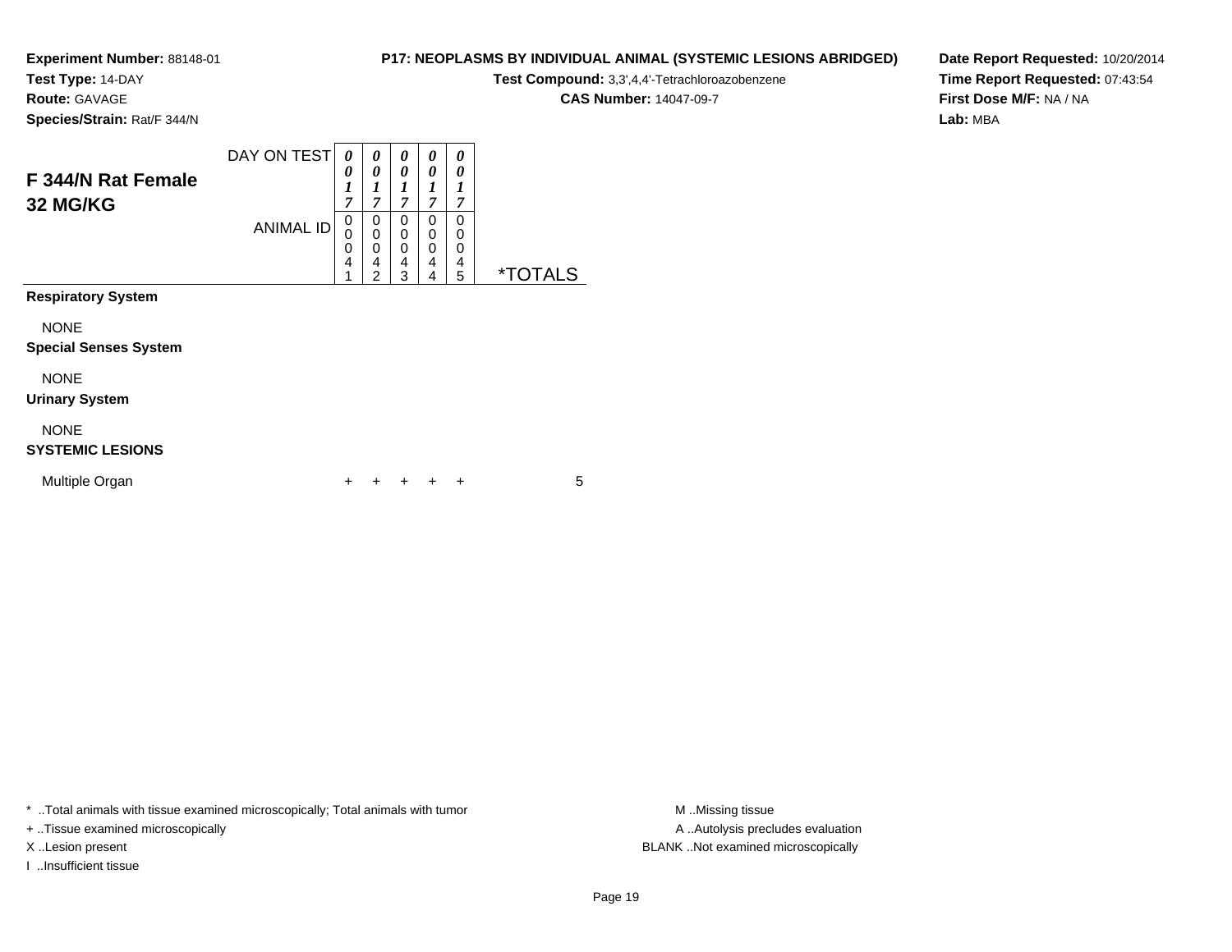**Experiment Number:** 88148-01
**Test Type:** 14-DAY
**Route:** GAVAGE
**Species/Strain:** Rat/F 344/N

**P17: NEOPLASMS BY INDIVIDUAL ANIMAL (SYSTEMIC LESIONS ABRIDGED)**
**Test Compound:** 3,3',4,4'-Tetrachloroazobenzene
**CAS Number:** 14047-09-7

**Date Report Requested:** 10/20/2014
**Time Report Requested:** 07:43:54
**First Dose M/F:** NA / NA
**Lab:** MBA

## F 344/N Rat Female 32 MG/KG

| DAY ON TEST | 0017 | 0017 | 0017 | 0017 | 0017 | |
|---|---|---|---|---|---|---|
| ANIMAL ID | 00041 | 00042 | 00043 | 00044 | 00045 | *TOTALS |
| **Respiratory System** | | | | | | |
| NONE | | | | | | |
| **Special Senses System** | | | | | | |
| NONE | | | | | | |
| **Urinary System** | | | | | | |
| NONE | | | | | | |
| **SYSTEMIC LESIONS** | | | | | | |
| Multiple Organ | + | + | + | + | + | 5 |

* ..Total animals with tissue examined microscopically; Total animals with tumor
+ ..Tissue examined microscopically
X ..Lesion present
I ..Insufficient tissue

M ..Missing tissue
A ..Autolysis precludes evaluation
BLANK ..Not examined microscopically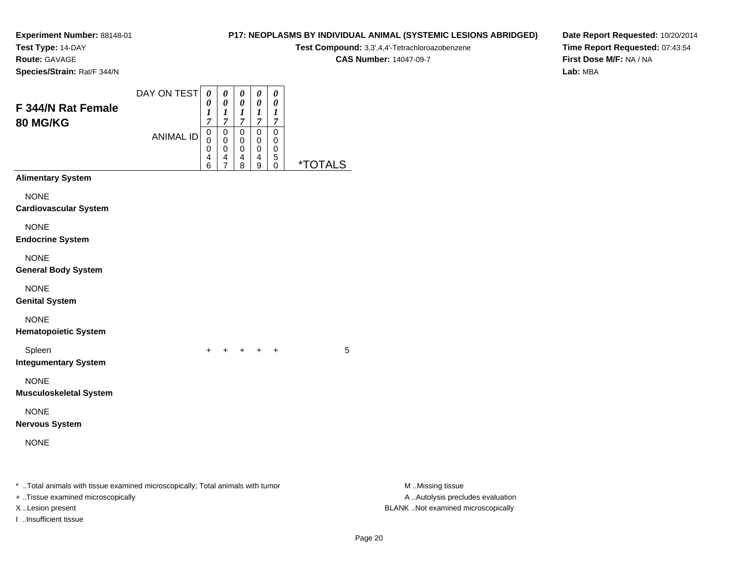**Experiment Number:** 88148-01
**Test Type:** 14-DAY
**Route:** GAVAGE
**Species/Strain:** Rat/F 344/N

**P17: NEOPLASMS BY INDIVIDUAL ANIMAL (SYSTEMIC LESIONS ABRIDGED)**
**Test Compound:** 3,3',4,4'-Tetrachloroazobenzene
**CAS Number:** 14047-09-7

**Date Report Requested:** 10/20/2014
**Time Report Requested:** 07:43:54
**First Dose M/F:** NA / NA
**Lab:** MBA

## F 344/N Rat Female 80 MG/KG

| DAY ON TEST | 0017 | 0017 | 0017 | 0017 | 0017 | |
|---|---|---|---|---|---|---|
| **ANIMAL ID** | 00046 | 00047 | 00048 | 00049 | 00050 | ***TOTALS** |
| **Alimentary System** | | | | | | |
| NONE | | | | | | |
| **Cardiovascular System** | | | | | | |
| NONE | | | | | | |
| **Endocrine System** | | | | | | |
| NONE | | | | | | |
| **General Body System** | | | | | | |
| NONE | | | | | | |
| **Genital System** | | | | | | |
| NONE | | | | | | |
| **Hematopoietic System** | | | | | | |
| Spleen | + | + | + | + | + | 5 |
| **Integumentary System** | | | | | | |
| NONE | | | | | | |
| **Musculoskeletal System** | | | | | | |
| NONE | | | | | | |
| **Nervous System** | | | | | | |
| NONE | | | | | | |

* ..Total animals with tissue examined microscopically; Total animals with tumor
+ ..Tissue examined microscopically
X ..Lesion present
I ..Insufficient tissue

M ..Missing tissue
A ..Autolysis precludes evaluation
BLANK ..Not examined microscopically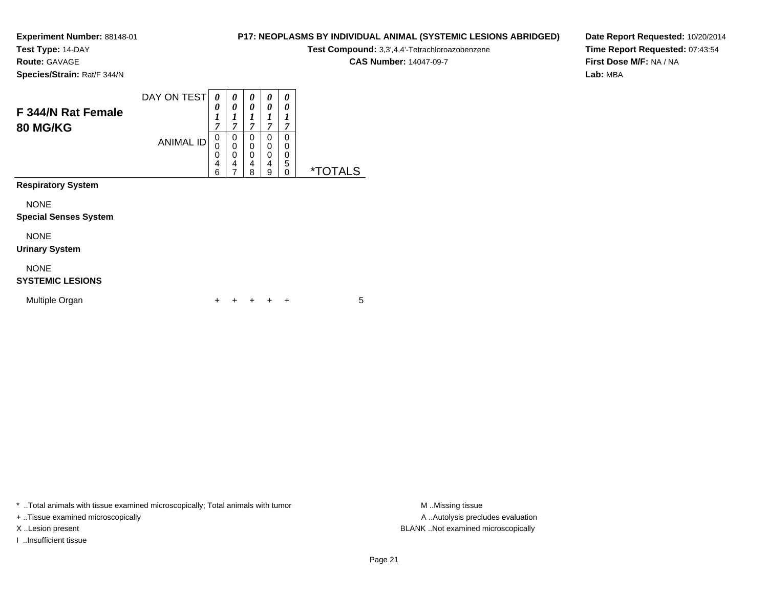**Experiment Number:** 88148-01
**Test Type:** 14-DAY
**Route:** GAVAGE
**Species/Strain:** Rat/F 344/N

**P17: NEOPLASMS BY INDIVIDUAL ANIMAL (SYSTEMIC LESIONS ABRIDGED)**
**Test Compound:** 3,3',4,4'-Tetrachloroazobenzene
**CAS Number:** 14047-09-7

**Date Report Requested:** 10/20/2014
**Time Report Requested:** 07:43:54
**First Dose M/F:** NA / NA
**Lab:** MBA

## F 344/N Rat Female 80 MG/KG

| DAY ON TEST | 0017 | 0017 | 0017 | 0017 | 0017 | |
|---|---|---|---|---|---|---|
| ANIMAL ID | 00046 | 00047 | 00048 | 00049 | 00050 | *TOTALS |
| **Respiratory System** | | | | | | |
| NONE | | | | | | |
| **Special Senses System** | | | | | | |
| NONE | | | | | | |
| **Urinary System** | | | | | | |
| NONE | | | | | | |
| **SYSTEMIC LESIONS** | | | | | | |
| Multiple Organ | + | + | + | + | + | 5 |

* ..Total animals with tissue examined microscopically; Total animals with tumor
+ ..Tissue examined microscopically
X ..Lesion present
I ..Insufficient tissue

M ..Missing tissue
A ..Autolysis precludes evaluation
BLANK ..Not examined microscopically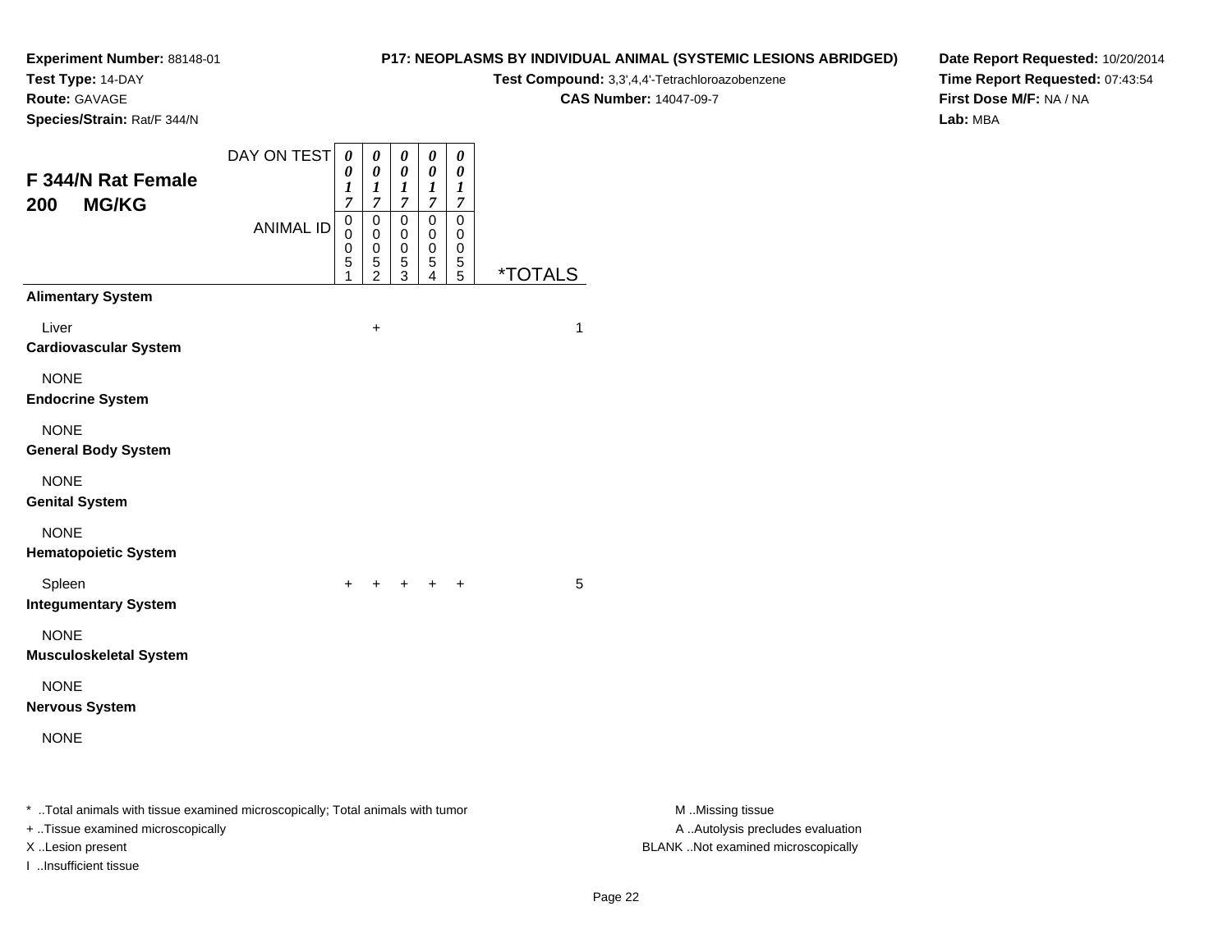**Experiment Number:** 88148-01
**Test Type:** 14-DAY
**Route:** GAVAGE
**Species/Strain:** Rat/F 344/N

**P17: NEOPLASMS BY INDIVIDUAL ANIMAL (SYSTEMIC LESIONS ABRIDGED)**
**Test Compound:** 3,3',4,4'-Tetrachloroazobenzene
**CAS Number:** 14047-09-7

**Date Report Requested:** 10/20/2014
**Time Report Requested:** 07:43:54
**First Dose M/F:** NA / NA
**Lab:** MBA

## F 344/N Rat Female 200 MG/KG

| DAY ON TEST | 0017 | 0017 | 0017 | 0017 | 0017 | |
|---|---|---|---|---|---|---|
| ANIMAL ID | 00051 | 00052 | 00053 | 00054 | 00055 | *TOTALS |
| **Alimentary System** | | | | | | |
| Liver | | + | | | | 1 |
| **Cardiovascular System** | | | | | | |
| NONE | | | | | | |
| **Endocrine System** | | | | | | |
| NONE | | | | | | |
| **General Body System** | | | | | | |
| NONE | | | | | | |
| **Genital System** | | | | | | |
| NONE | | | | | | |
| **Hematopoietic System** | | | | | | |
| Spleen | + | + | + | + | + | 5 |
| **Integumentary System** | | | | | | |
| NONE | | | | | | |
| **Musculoskeletal System** | | | | | | |
| NONE | | | | | | |
| **Nervous System** | | | | | | |
| NONE | | | | | | |

* ..Total animals with tissue examined microscopically; Total animals with tumor
+ ..Tissue examined microscopically
X ..Lesion present
I ..Insufficient tissue

M ..Missing tissue
A ..Autolysis precludes evaluation
BLANK ..Not examined microscopically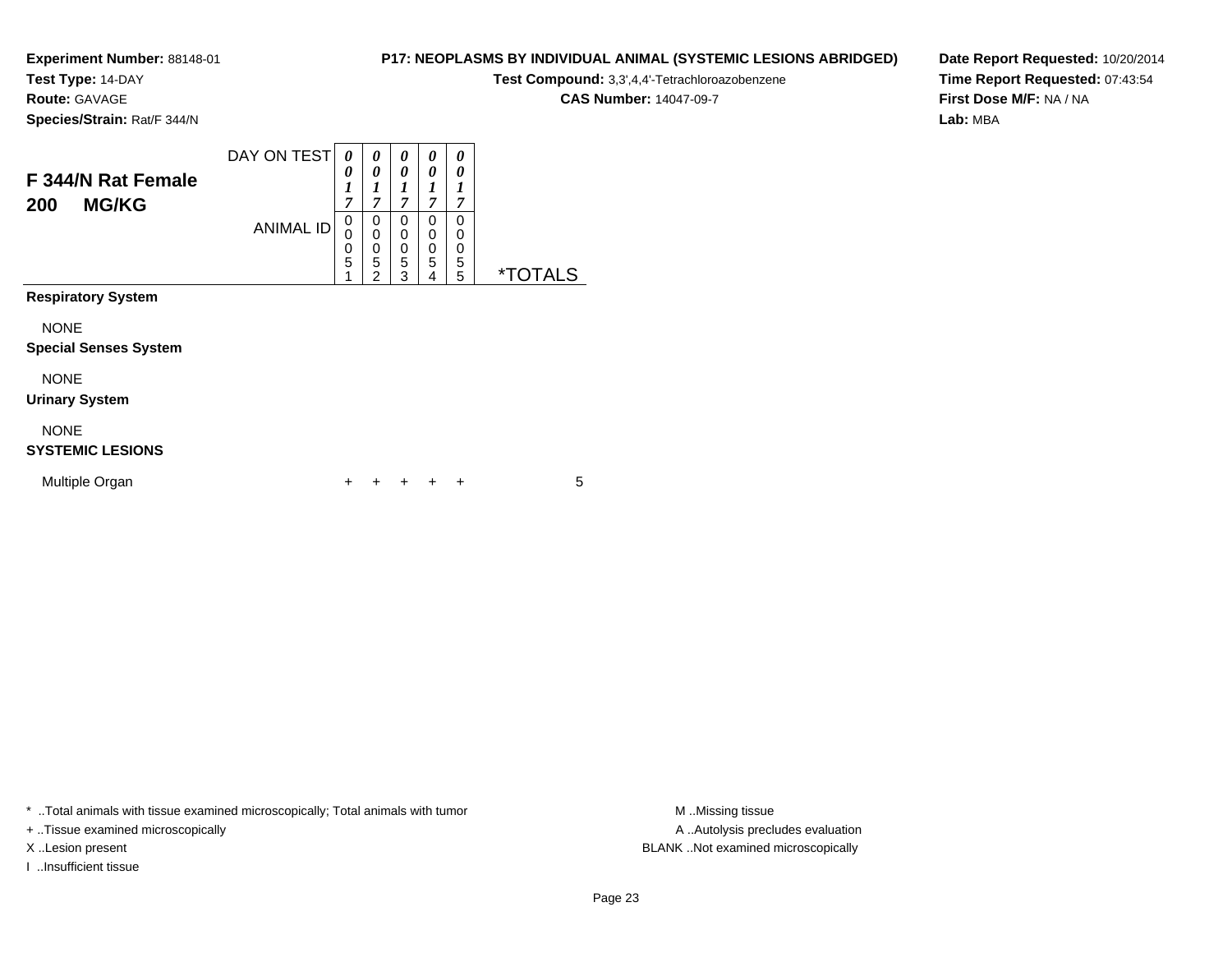**Experiment Number:** 88148-01
**Test Type:** 14-DAY
**Route:** GAVAGE
**Species/Strain:** Rat/F 344/N

**P17: NEOPLASMS BY INDIVIDUAL ANIMAL (SYSTEMIC LESIONS ABRIDGED)**
**Test Compound:** 3,3',4,4'-Tetrachloroazobenzene
**CAS Number:** 14047-09-7

**Date Report Requested:** 10/20/2014
**Time Report Requested:** 07:43:54
**First Dose M/F:** NA / NA
**Lab:** MBA

## F 344/N Rat Female 200 MG/KG

| DAY ON TEST | 0017 | 0017 | 0017 | 0017 | 0017 | |
|---|---|---|---|---|---|---|
| ANIMAL ID | 00051 | 00052 | 00053 | 00054 | 00055 | *TOTALS |
| **Respiratory System** | | | | | | |
| NONE | | | | | | |
| **Special Senses System** | | | | | | |
| NONE | | | | | | |
| **Urinary System** | | | | | | |
| NONE | | | | | | |
| **SYSTEMIC LESIONS** | | | | | | |
| Multiple Organ | + | + | + | + | + | 5 |

* ..Total animals with tissue examined microscopically; Total animals with tumor
+ ..Tissue examined microscopically
X ..Lesion present
I ..Insufficient tissue

M ..Missing tissue
A ..Autolysis precludes evaluation
BLANK ..Not examined microscopically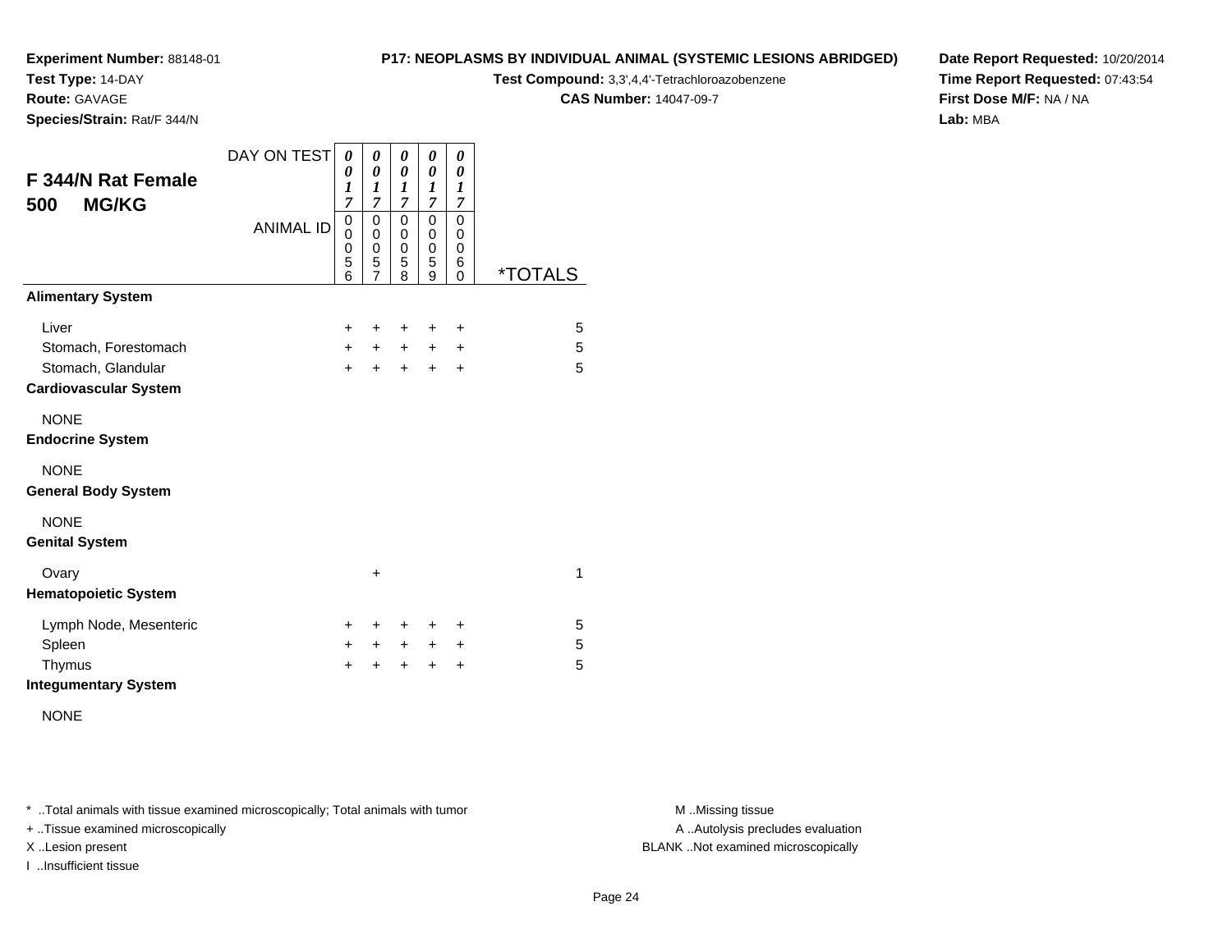**Experiment Number:** 88148-01
**Test Type:** 14-DAY
**Route:** GAVAGE
**Species/Strain:** Rat/F 344/N

**P17: NEOPLASMS BY INDIVIDUAL ANIMAL (SYSTEMIC LESIONS ABRIDGED)**
**Test Compound:** 3,3',4,4'-Tetrachloroazobenzene
**CAS Number:** 14047-09-7

**Date Report Requested:** 10/20/2014
**Time Report Requested:** 07:43:54
**First Dose M/F:** NA / NA
**Lab:** MBA

## F 344/N Rat Female 500 MG/KG

| DAY ON TEST | 0017 | 0017 | 0017 | 0017 | 0017 | |
|---|---|---|---|---|---|---|
| ANIMAL ID | 00056 | 00057 | 00058 | 00059 | 00060 | *TOTALS |
| **Alimentary System** | | | | | | |
| Liver | + | + | + | + | + | 5 |
| Stomach, Forestomach | + | + | + | + | + | 5 |
| Stomach, Glandular | + | + | + | + | + | 5 |
| **Cardiovascular System** | | | | | | |
| NONE | | | | | | |
| **Endocrine System** | | | | | | |
| NONE | | | | | | |
| **General Body System** | | | | | | |
| NONE | | | | | | |
| **Genital System** | | | | | | |
| Ovary | | + | | | | 1 |
| **Hematopoietic System** | | | | | | |
| Lymph Node, Mesenteric | + | + | + | + | + | 5 |
| Spleen | + | + | + | + | + | 5 |
| Thymus | + | + | + | + | + | 5 |
| **Integumentary System** | | | | | | |
| NONE | | | | | | |

\* ..Total animals with tissue examined microscopically; Total animals with tumor
+ ..Tissue examined microscopically
X ..Lesion present
I ..Insufficient tissue

M ..Missing tissue
A ..Autolysis precludes evaluation
BLANK ..Not examined microscopically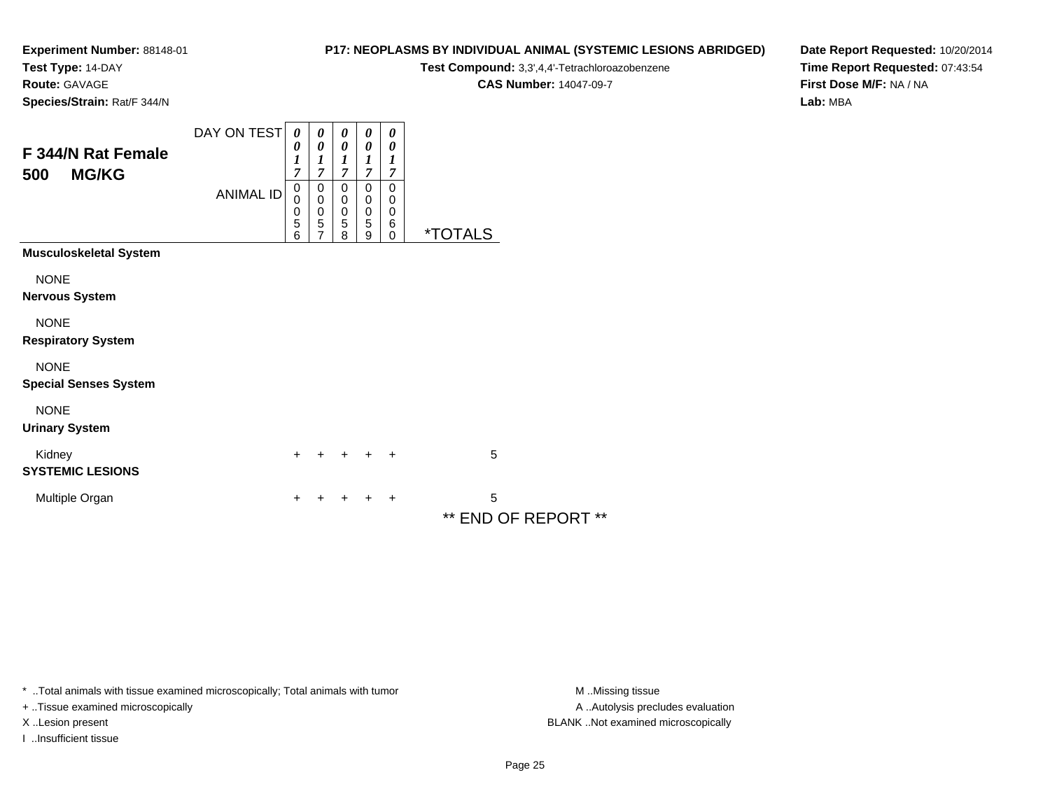**Experiment Number:** 88148-01
**Test Type:** 14-DAY
**Route:** GAVAGE
**Species/Strain:** Rat/F 344/N

**P17: NEOPLASMS BY INDIVIDUAL ANIMAL (SYSTEMIC LESIONS ABRIDGED)**
**Test Compound:** 3,3',4,4'-Tetrachloroazobenzene
**CAS Number:** 14047-09-7

**Date Report Requested:** 10/20/2014
**Time Report Requested:** 07:43:54
**First Dose M/F:** NA / NA
**Lab:** MBA

| F 344/N Rat Female 500 MG/KG | | | | | | |
|---|---|---|---|---|---|---|
| DAY ON TEST | 0017 | 0017 | 0017 | 0017 | 0017 | |
| ANIMAL ID | 00056 | 00057 | 00058 | 00059 | 00060 | *TOTALS |
| **Musculoskeletal System** | | | | | | |
| NONE | | | | | | |
| **Nervous System** | | | | | | |
| NONE | | | | | | |
| **Respiratory System** | | | | | | |
| NONE | | | | | | |
| **Special Senses System** | | | | | | |
| NONE | | | | | | |
| **Urinary System** | | | | | | |
| Kidney | + | + | + | + | + | 5 |
| **SYSTEMIC LESIONS** | | | | | | |
| Multiple Organ | + | + | + | + | + | 5 |

** END OF REPORT **

* ..Total animals with tissue examined microscopically; Total animals with tumor
+ ..Tissue examined microscopically
X ..Lesion present
I ..Insufficient tissue

M ..Missing tissue
A ..Autolysis precludes evaluation
BLANK ..Not examined microscopically